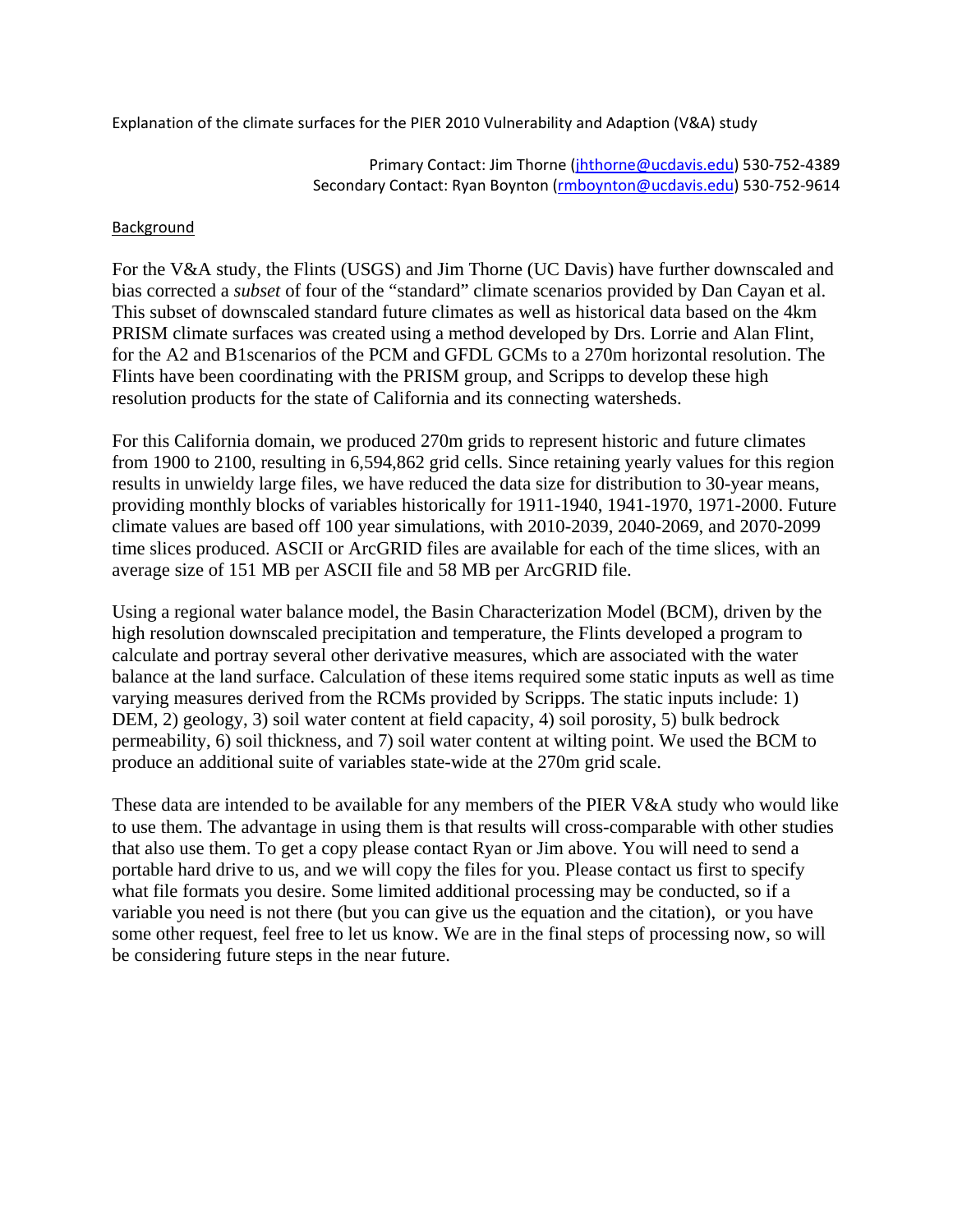Explanation of the climate surfaces for the PIER 2010 Vulnerability and Adaption (V&A) study

Primary Contact: Jim Thorne (jhthorne@ucdavis.edu) 530-752-4389
Secondary Contact: Ryan Boynton (rmboynton@ucdavis.edu) 530-752-9614

## Background

For the V&A study, the Flints (USGS) and Jim Thorne (UC Davis) have further downscaled and bias corrected a *subset* of four of the "standard" climate scenarios provided by Dan Cayan et al. This subset of downscaled standard future climates as well as historical data based on the 4km PRISM climate surfaces was created using a method developed by Drs. Lorrie and Alan Flint, for the A2 and B1scenarios of the PCM and GFDL GCMs to a 270m horizontal resolution. The Flints have been coordinating with the PRISM group, and Scripps to develop these high resolution products for the state of California and its connecting watersheds.

For this California domain, we produced 270m grids to represent historic and future climates from 1900 to 2100, resulting in 6,594,862 grid cells. Since retaining yearly values for this region results in unwieldy large files, we have reduced the data size for distribution to 30-year means, providing monthly blocks of variables historically for 1911-1940, 1941-1970, 1971-2000. Future climate values are based off 100 year simulations, with 2010-2039, 2040-2069, and 2070-2099 time slices produced. ASCII or ArcGRID files are available for each of the time slices, with an average size of 151 MB per ASCII file and 58 MB per ArcGRID file.

Using a regional water balance model, the Basin Characterization Model (BCM), driven by the high resolution downscaled precipitation and temperature, the Flints developed a program to calculate and portray several other derivative measures, which are associated with the water balance at the land surface. Calculation of these items required some static inputs as well as time varying measures derived from the RCMs provided by Scripps. The static inputs include: 1) DEM, 2) geology, 3) soil water content at field capacity, 4) soil porosity, 5) bulk bedrock permeability, 6) soil thickness, and 7) soil water content at wilting point. We used the BCM to produce an additional suite of variables state-wide at the 270m grid scale.

These data are intended to be available for any members of the PIER V&A study who would like to use them. The advantage in using them is that results will cross-comparable with other studies that also use them. To get a copy please contact Ryan or Jim above. You will need to send a portable hard drive to us, and we will copy the files for you. Please contact us first to specify what file formats you desire. Some limited additional processing may be conducted, so if a variable you need is not there (but you can give us the equation and the citation), or you have some other request, feel free to let us know. We are in the final steps of processing now, so will be considering future steps in the near future.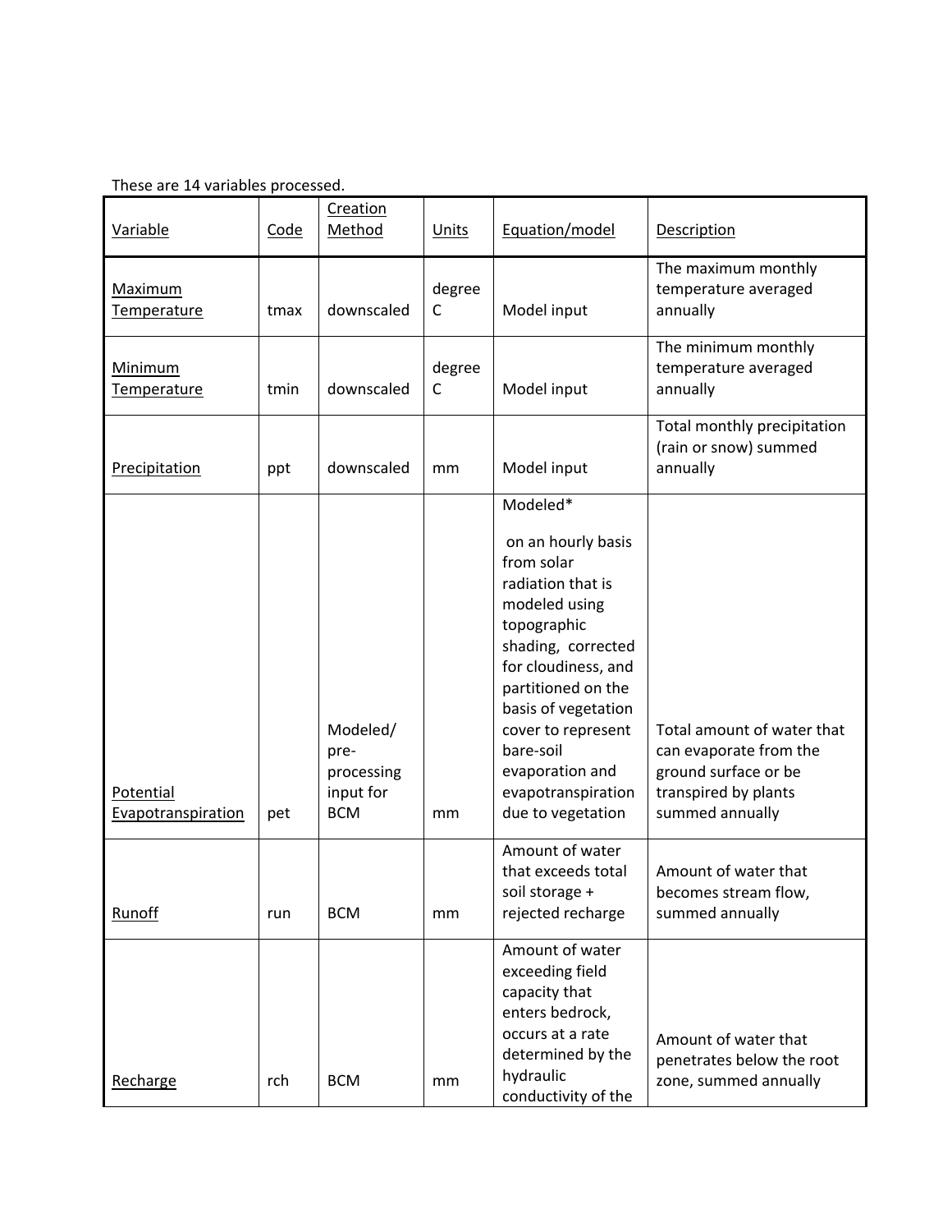These are 14 variables processed.

| Variable | Code | Creation Method | Units | Equation/model | Description |
|---|---|---|---|---|---|
| Maximum Temperature | tmax | downscaled | degree C | Model input | The maximum monthly temperature averaged annually |
| Minimum Temperature | tmin | downscaled | degree C | Model input | The minimum monthly temperature averaged annually |
| Precipitation | ppt | downscaled | mm | Model input | Total monthly precipitation (rain or snow) summed annually |
| Potential Evapotranspiration | pet | Modeled/ pre-processing input for BCM | mm | Modeled* on an hourly basis from solar radiation that is modeled using topographic shading, corrected for cloudiness, and partitioned on the basis of vegetation cover to represent bare-soil evaporation and evapotranspiration due to vegetation | Total amount of water that can evaporate from the ground surface or be transpired by plants summed annually |
| Runoff | run | BCM | mm | Amount of water that exceeds total soil storage + rejected recharge | Amount of water that becomes stream flow, summed annually |
| Recharge | rch | BCM | mm | Amount of water exceeding field capacity that enters bedrock, occurs at a rate determined by the hydraulic conductivity of the | Amount of water that penetrates below the root zone, summed annually |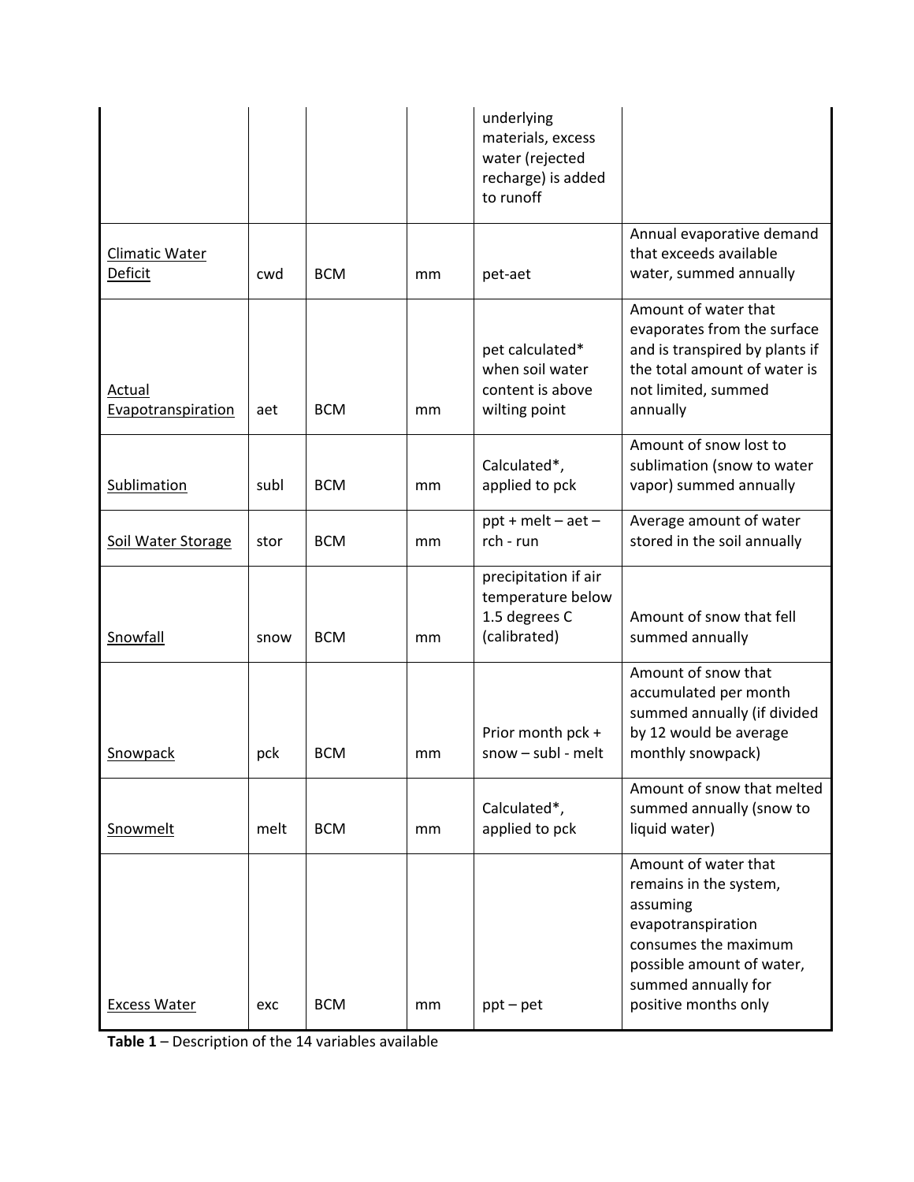| | | | | | |
|---|---|---|---|---|---|
| | | | | underlying materials, excess water (rejected recharge) is added to runoff | |
| Climatic Water Deficit | cwd | BCM | mm | pet-aet | Annual evaporative demand that exceeds available water, summed annually |
| Actual Evapotranspiration | aet | BCM | mm | pet calculated* when soil water content is above wilting point | Amount of water that evaporates from the surface and is transpired by plants if the total amount of water is not limited, summed annually |
| Sublimation | subl | BCM | mm | Calculated*, applied to pck | Amount of snow lost to sublimation (snow to water vapor) summed annually |
| Soil Water Storage | stor | BCM | mm | ppt + melt – aet – rch - run | Average amount of water stored in the soil annually |
| Snowfall | snow | BCM | mm | precipitation if air temperature below 1.5 degrees C (calibrated) | Amount of snow that fell summed annually |
| Snowpack | pck | BCM | mm | Prior month pck + snow – subl - melt | Amount of snow that accumulated per month summed annually (if divided by 12 would be average monthly snowpack) |
| Snowmelt | melt | BCM | mm | Calculated*, applied to pck | Amount of snow that melted summed annually (snow to liquid water) |
| Excess Water | exc | BCM | mm | ppt – pet | Amount of water that remains in the system, assuming evapotranspiration consumes the maximum possible amount of water, summed annually for positive months only |

**Table 1** – Description of the 14 variables available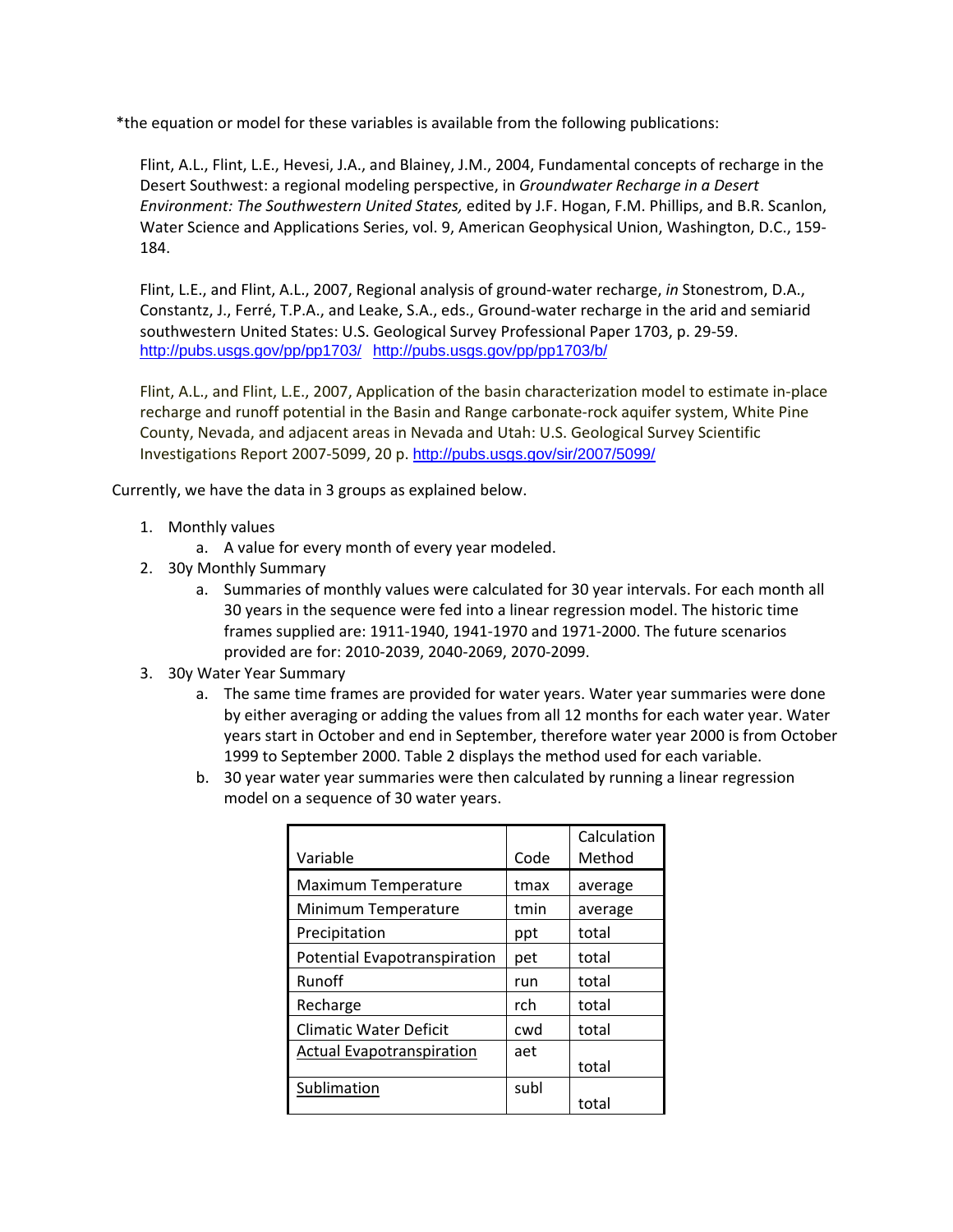*the equation or model for these variables is available from the following publications:

Flint, A.L., Flint, L.E., Hevesi, J.A., and Blainey, J.M., 2004, Fundamental concepts of recharge in the Desert Southwest: a regional modeling perspective, in *Groundwater Recharge in a Desert Environment: The Southwestern United States,* edited by J.F. Hogan, F.M. Phillips, and B.R. Scanlon, Water Science and Applications Series, vol. 9, American Geophysical Union, Washington, D.C., 159-184.

Flint, L.E., and Flint, A.L., 2007, Regional analysis of ground-water recharge, *in* Stonestrom, D.A., Constantz, J., Ferré, T.P.A., and Leake, S.A., eds., Ground-water recharge in the arid and semiarid southwestern United States: U.S. Geological Survey Professional Paper 1703, p. 29-59. http://pubs.usgs.gov/pp/pp1703/ http://pubs.usgs.gov/pp/pp1703/b/

Flint, A.L., and Flint, L.E., 2007, Application of the basin characterization model to estimate in-place recharge and runoff potential in the Basin and Range carbonate-rock aquifer system, White Pine County, Nevada, and adjacent areas in Nevada and Utah: U.S. Geological Survey Scientific Investigations Report 2007-5099, 20 p. http://pubs.usgs.gov/sir/2007/5099/

Currently, we have the data in 3 groups as explained below.

1. Monthly values
   a. A value for every month of every year modeled.
2. 30y Monthly Summary
   a. Summaries of monthly values were calculated for 30 year intervals. For each month all 30 years in the sequence were fed into a linear regression model. The historic time frames supplied are: 1911-1940, 1941-1970 and 1971-2000. The future scenarios provided are for: 2010-2039, 2040-2069, 2070-2099.
3. 30y Water Year Summary
   a. The same time frames are provided for water years. Water year summaries were done by either averaging or adding the values from all 12 months for each water year. Water years start in October and end in September, therefore water year 2000 is from October 1999 to September 2000. Table 2 displays the method used for each variable.
   b. 30 year water year summaries were then calculated by running a linear regression model on a sequence of 30 water years.

| Variable | Code | Calculation Method |
|---|---|---|
| Maximum Temperature | tmax | average |
| Minimum Temperature | tmin | average |
| Precipitation | ppt | total |
| Potential Evapotranspiration | pet | total |
| Runoff | run | total |
| Recharge | rch | total |
| Climatic Water Deficit | cwd | total |
| Actual Evapotranspiration | aet | total |
| Sublimation | subl | total |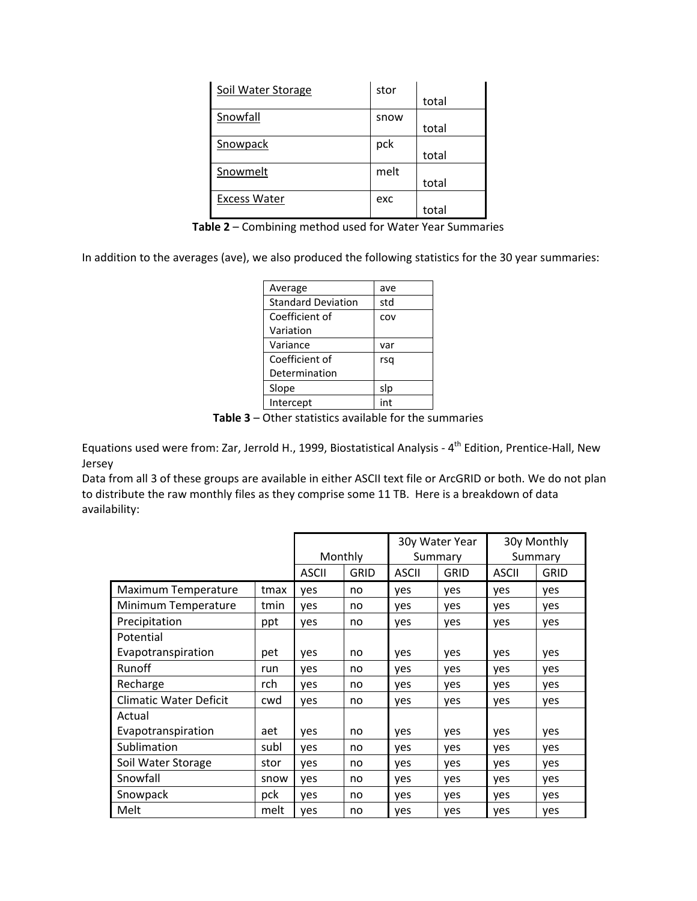| Soil Water Storage | stor | total |
|---|---|---|
| Snowfall | snow | total |
| Snowpack | pck | total |
| Snowmelt | melt | total |
| Excess Water | exc | total |

**Table 2** – Combining method used for Water Year Summaries

In addition to the averages (ave), we also produced the following statistics for the 30 year summaries:

| Average | ave |
|---|---|
| Standard Deviation | std |
| Coefficient of Variation | cov |
| Variance | var |
| Coefficient of Determination | rsq |
| Slope | slp |
| Intercept | int |

**Table 3** – Other statistics available for the summaries

Equations used were from: Zar, Jerrold H., 1999, Biostatistical Analysis - 4th Edition, Prentice-Hall, New Jersey

Data from all 3 of these groups are available in either ASCII text file or ArcGRID or both. We do not plan to distribute the raw monthly files as they comprise some 11 TB. Here is a breakdown of data availability:

| | | Monthly | | 30y Water Year Summary | | 30y Monthly Summary | |
|---|---|---|---|---|---|---|---|
| | | ASCII | GRID | ASCII | GRID | ASCII | GRID |
| Maximum Temperature | tmax | yes | no | yes | yes | yes | yes |
| Minimum Temperature | tmin | yes | no | yes | yes | yes | yes |
| Precipitation | ppt | yes | no | yes | yes | yes | yes |
| Potential Evapotranspiration | pet | yes | no | yes | yes | yes | yes |
| Runoff | run | yes | no | yes | yes | yes | yes |
| Recharge | rch | yes | no | yes | yes | yes | yes |
| Climatic Water Deficit | cwd | yes | no | yes | yes | yes | yes |
| Actual Evapotranspiration | aet | yes | no | yes | yes | yes | yes |
| Sublimation | subl | yes | no | yes | yes | yes | yes |
| Soil Water Storage | stor | yes | no | yes | yes | yes | yes |
| Snowfall | snow | yes | no | yes | yes | yes | yes |
| Snowpack | pck | yes | no | yes | yes | yes | yes |
| Melt | melt | yes | no | yes | yes | yes | yes |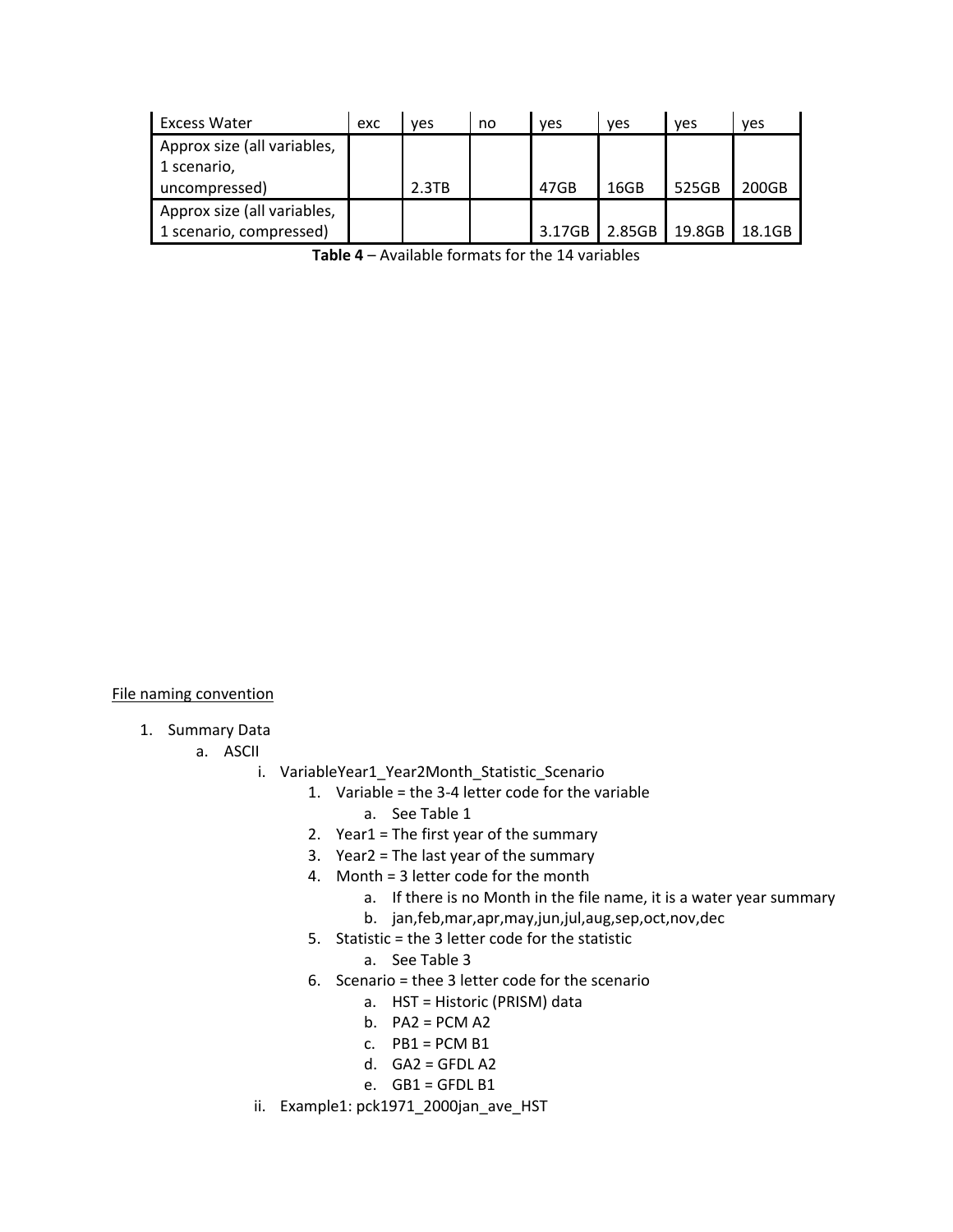| Excess Water | exc | yes | no | yes | yes | yes | yes |
| --- | --- | --- | --- | --- | --- | --- | --- |
| Approx size (all variables, 1 scenario, uncompressed) | | 2.3TB | | 47GB | 16GB | 525GB | 200GB |
| Approx size (all variables, 1 scenario, compressed) | | | | 3.17GB | 2.85GB | 19.8GB | 18.1GB |

**Table 4** – Available formats for the 14 variables

File naming convention

1. Summary Data
    a. ASCII
        i. VariableYear1_Year2Month_Statistic_Scenario
            1. Variable = the 3-4 letter code for the variable
                a. See Table 1
            2. Year1 = The first year of the summary
            3. Year2 = The last year of the summary
            4. Month = 3 letter code for the month
                a. If there is no Month in the file name, it is a water year summary
                b. jan,feb,mar,apr,may,jun,jul,aug,sep,oct,nov,dec
            5. Statistic = the 3 letter code for the statistic
                a. See Table 3
            6. Scenario = thee 3 letter code for the scenario
                a. HST = Historic (PRISM) data
                b. PA2 = PCM A2
                c. PB1 = PCM B1
                d. GA2 = GFDL A2
                e. GB1 = GFDL B1
        ii. Example1: pck1971_2000jan_ave_HST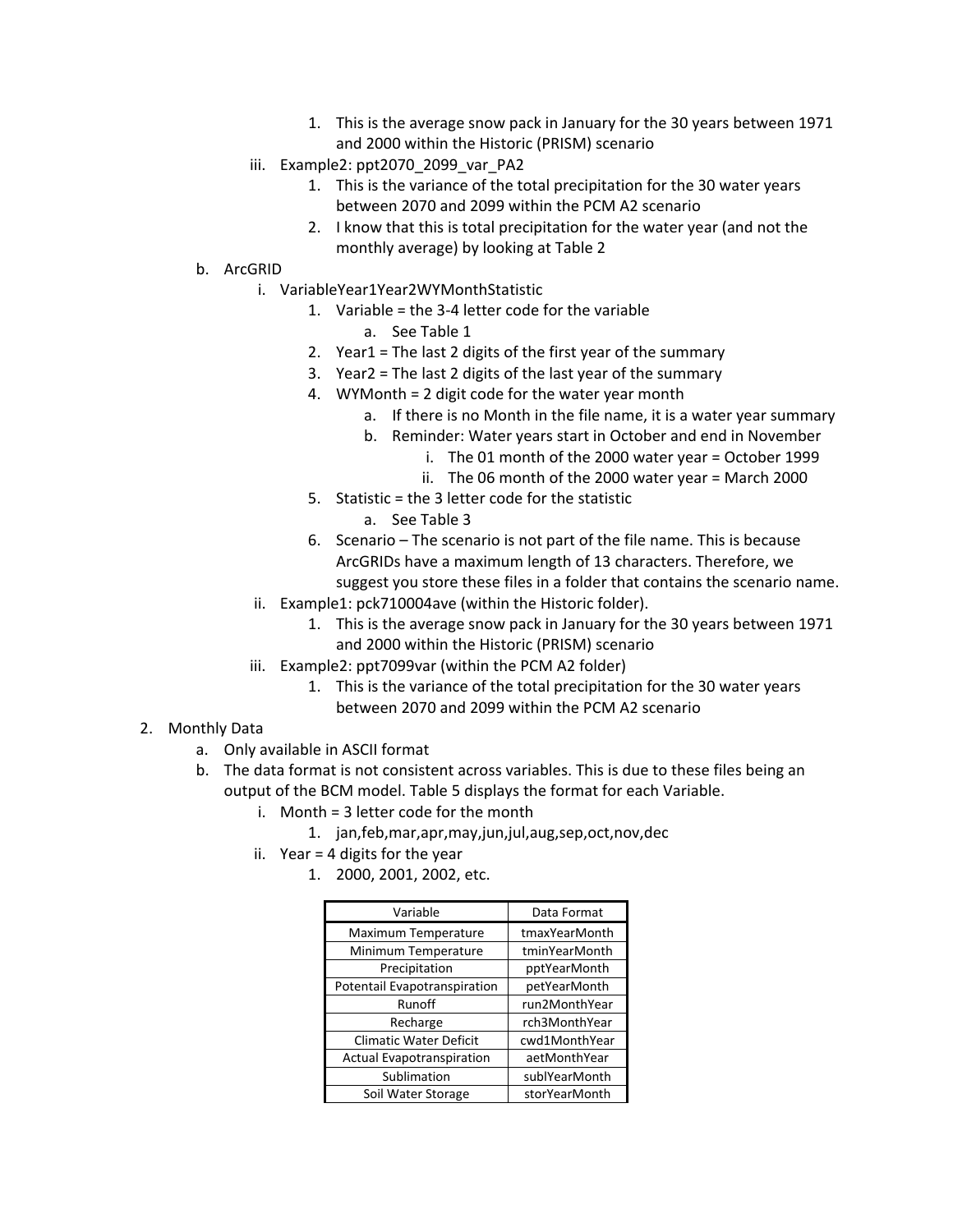1. This is the average snow pack in January for the 30 years between 1971 and 2000 within the Historic (PRISM) scenario

        iii. Example2: ppt2070_2099_var_PA2

            1. This is the variance of the total precipitation for the 30 water years between 2070 and 2099 within the PCM A2 scenario
            2. I know that this is total precipitation for the water year (and not the monthly average) by looking at Table 2

    b. ArcGRID

        i. VariableYear1Year2WYMonthStatistic

            1. Variable = the 3-4 letter code for the variable
                a. See Table 1
            2. Year1 = The last 2 digits of the first year of the summary
            3. Year2 = The last 2 digits of the last year of the summary
            4. WYMonth = 2 digit code for the water year month
                a. If there is no Month in the file name, it is a water year summary
                b. Reminder: Water years start in October and end in November
                    i. The 01 month of the 2000 water year = October 1999
                    ii. The 06 month of the 2000 water year = March 2000
            5. Statistic = the 3 letter code for the statistic
                a. See Table 3
            6. Scenario – The scenario is not part of the file name. This is because ArcGRIDs have a maximum length of 13 characters. Therefore, we suggest you store these files in a folder that contains the scenario name.

        ii. Example1: pck710004ave (within the Historic folder).

            1. This is the average snow pack in January for the 30 years between 1971 and 2000 within the Historic (PRISM) scenario

        iii. Example2: ppt7099var (within the PCM A2 folder)

            1. This is the variance of the total precipitation for the 30 water years between 2070 and 2099 within the PCM A2 scenario

2. Monthly Data

    a. Only available in ASCII format

    b. The data format is not consistent across variables. This is due to these files being an output of the BCM model. Table 5 displays the format for each Variable.

        i. Month = 3 letter code for the month
            1. jan,feb,mar,apr,may,jun,jul,aug,sep,oct,nov,dec
        ii. Year = 4 digits for the year
            1. 2000, 2001, 2002, etc.

| Variable | Data Format |
|---|---|
| Maximum Temperature | tmaxYearMonth |
| Minimum Temperature | tminYearMonth |
| Precipitation | pptYearMonth |
| Potentail Evapotranspiration | petYearMonth |
| Runoff | run2MonthYear |
| Recharge | rch3MonthYear |
| Climatic Water Deficit | cwd1MonthYear |
| Actual Evapotranspiration | aetMonthYear |
| Sublimation | sublYearMonth |
| Soil Water Storage | storYearMonth |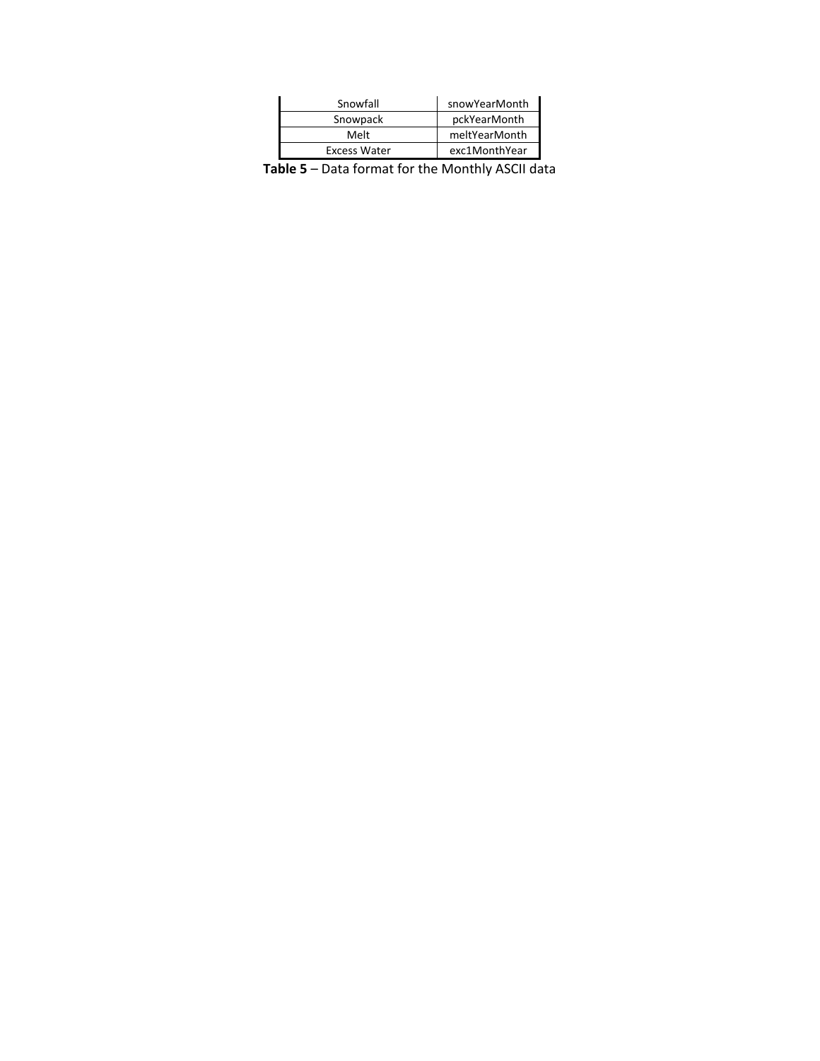| | |
|---|---|
| Snowfall | snowYearMonth |
| Snowpack | pckYearMonth |
| Melt | meltYearMonth |
| Excess Water | exc1MonthYear |

**Table 5** – Data format for the Monthly ASCII data